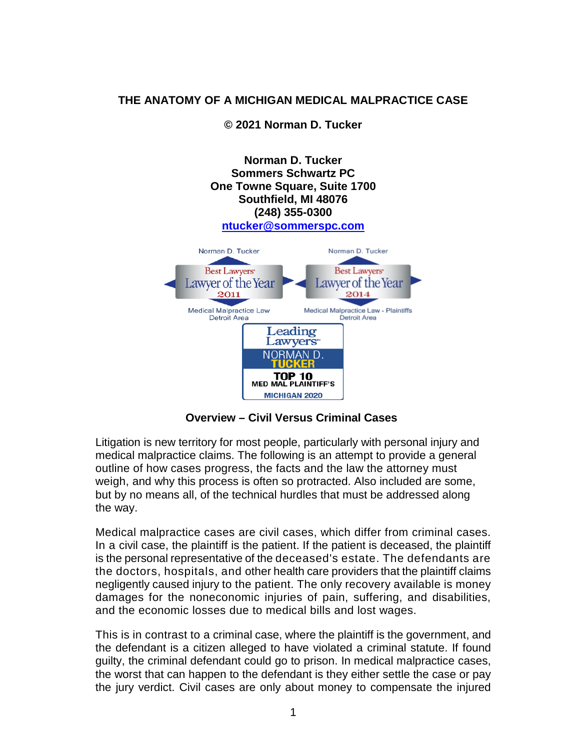# THE ANATOMY OF A MICHIGAN MEDICAL MALPRACTICE CASE

**© 2021 Norman D. Tucker**

**Norman D. Tucker**
**Sommers Schwartz PC**
**One Towne Square, Suite 1700**
**Southfield, MI 48076**
**(248) 355-0300**
**ntucker@sommerspc.com**

Norman D. Tucker
Best Lawyers Lawyer of the Year 2011
Medical Malpractice Law
Detroit Area

Norman D. Tucker
Best Lawyers Lawyer of the Year 2014
Medical Malpractice Law - Plaintiffs
Detroit Area

Leading Lawyers
NORMAN D. TUCKER
TOP 10
MED MAL PLAINTIFF'S
MICHIGAN 2020

## Overview – Civil Versus Criminal Cases

Litigation is new territory for most people, particularly with personal injury and medical malpractice claims. The following is an attempt to provide a general outline of how cases progress, the facts and the law the attorney must weigh, and why this process is often so protracted. Also included are some, but by no means all, of the technical hurdles that must be addressed along the way.

Medical malpractice cases are civil cases, which differ from criminal cases. In a civil case, the plaintiff is the patient. If the patient is deceased, the plaintiff is the personal representative of the deceased's estate. The defendants are the doctors, hospitals, and other health care providers that the plaintiff claims negligently caused injury to the patient. The only recovery available is money damages for the noneconomic injuries of pain, suffering, and disabilities, and the economic losses due to medical bills and lost wages.

This is in contrast to a criminal case, where the plaintiff is the government, and the defendant is a citizen alleged to have violated a criminal statute. If found guilty, the criminal defendant could go to prison. In medical malpractice cases, the worst that can happen to the defendant is they either settle the case or pay the jury verdict. Civil cases are only about money to compensate the injured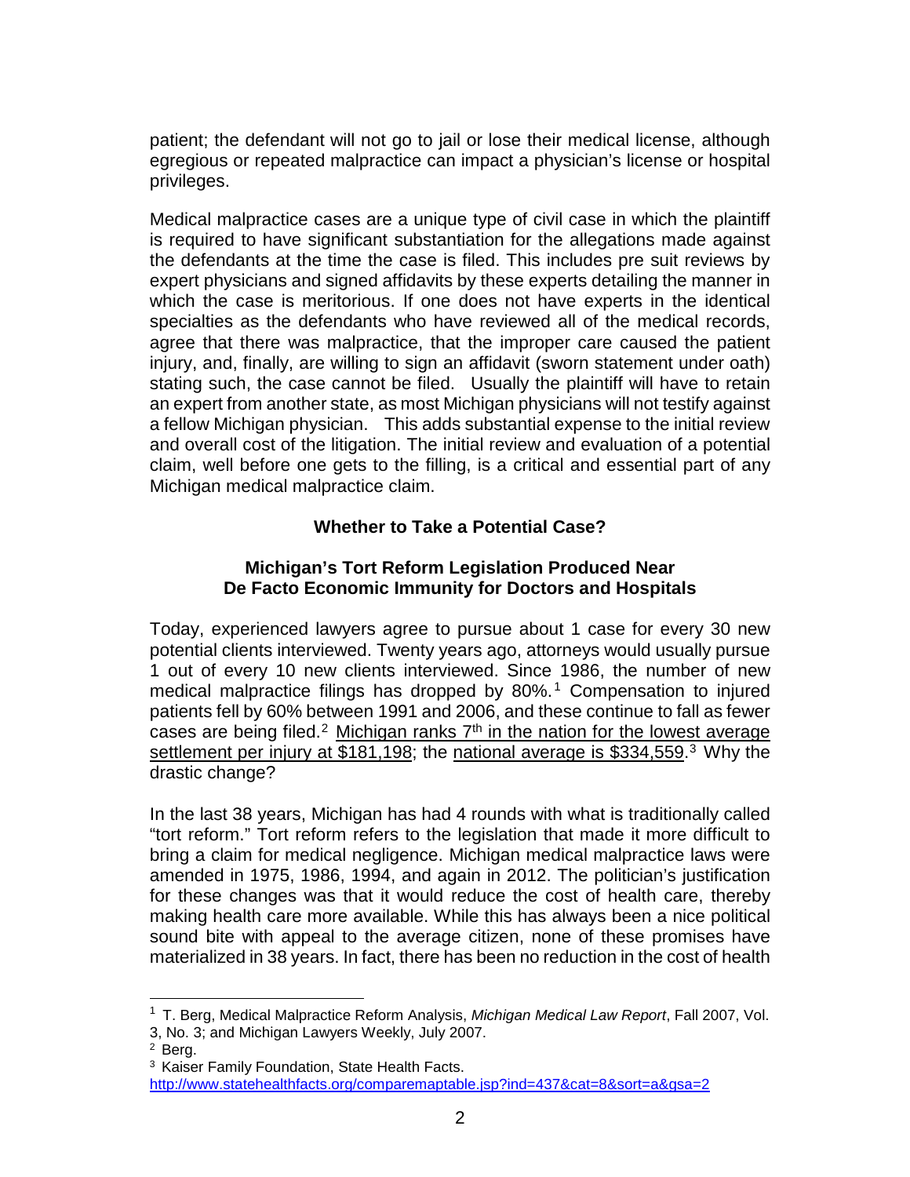patient; the defendant will not go to jail or lose their medical license, although egregious or repeated malpractice can impact a physician's license or hospital privileges.

Medical malpractice cases are a unique type of civil case in which the plaintiff is required to have significant substantiation for the allegations made against the defendants at the time the case is filed. This includes pre suit reviews by expert physicians and signed affidavits by these experts detailing the manner in which the case is meritorious. If one does not have experts in the identical specialties as the defendants who have reviewed all of the medical records, agree that there was malpractice, that the improper care caused the patient injury, and, finally, are willing to sign an affidavit (sworn statement under oath) stating such, the case cannot be filed. Usually the plaintiff will have to retain an expert from another state, as most Michigan physicians will not testify against a fellow Michigan physician. This adds substantial expense to the initial review and overall cost of the litigation. The initial review and evaluation of a potential claim, well before one gets to the filling, is a critical and essential part of any Michigan medical malpractice claim.

### Whether to Take a Potential Case?

### Michigan's Tort Reform Legislation Produced Near De Facto Economic Immunity for Doctors and Hospitals

Today, experienced lawyers agree to pursue about 1 case for every 30 new potential clients interviewed. Twenty years ago, attorneys would usually pursue 1 out of every 10 new clients interviewed. Since 1986, the number of new medical malpractice filings has dropped by 80%.[1] Compensation to injured patients fell by 60% between 1991 and 2006, and these continue to fall as fewer cases are being filed.[2] <u>Michigan ranks 7th in the nation for the lowest average settlement per injury at $181,198</u>; the <u>national average is $334,559</u>.[3] Why the drastic change?

In the last 38 years, Michigan has had 4 rounds with what is traditionally called "tort reform." Tort reform refers to the legislation that made it more difficult to bring a claim for medical negligence. Michigan medical malpractice laws were amended in 1975, 1986, 1994, and again in 2012. The politician's justification for these changes was that it would reduce the cost of health care, thereby making health care more available. While this has always been a nice political sound bite with appeal to the average citizen, none of these promises have materialized in 38 years. In fact, there has been no reduction in the cost of health

---

[1] T. Berg, Medical Malpractice Reform Analysis, *Michigan Medical Law Report*, Fall 2007, Vol. 3, No. 3; and Michigan Lawyers Weekly, July 2007.

[2] Berg.

[3] Kaiser Family Foundation, State Health Facts. http://www.statehealthfacts.org/comparemaptable.jsp?ind=437&cat=8&sort=a&gsa=2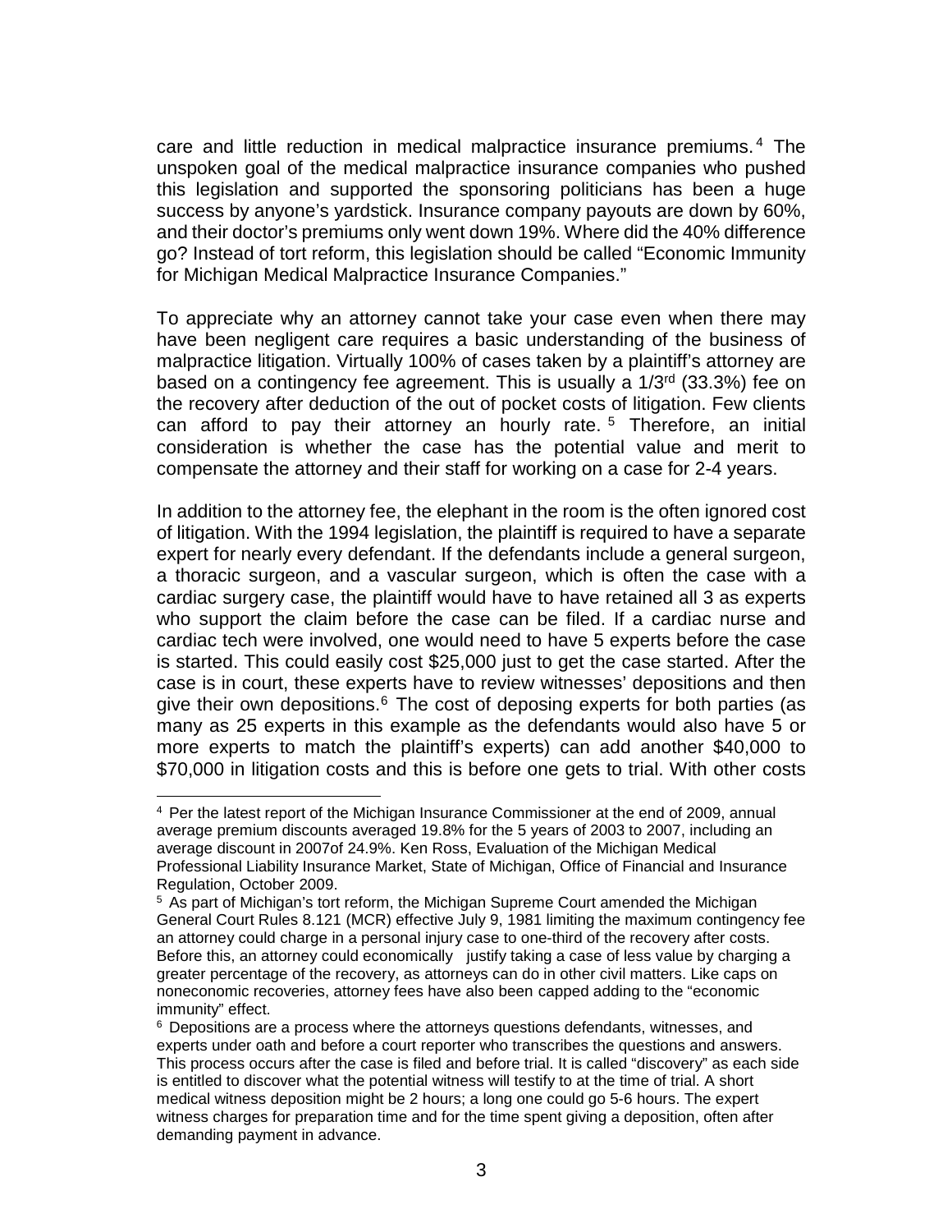care and little reduction in medical malpractice insurance premiums.[4] The unspoken goal of the medical malpractice insurance companies who pushed this legislation and supported the sponsoring politicians has been a huge success by anyone's yardstick. Insurance company payouts are down by 60%, and their doctor's premiums only went down 19%. Where did the 40% difference go? Instead of tort reform, this legislation should be called "Economic Immunity for Michigan Medical Malpractice Insurance Companies."

To appreciate why an attorney cannot take your case even when there may have been negligent care requires a basic understanding of the business of malpractice litigation. Virtually 100% of cases taken by a plaintiff's attorney are based on a contingency fee agreement. This is usually a 1/3rd (33.3%) fee on the recovery after deduction of the out of pocket costs of litigation. Few clients can afford to pay their attorney an hourly rate.[5] Therefore, an initial consideration is whether the case has the potential value and merit to compensate the attorney and their staff for working on a case for 2-4 years.

In addition to the attorney fee, the elephant in the room is the often ignored cost of litigation. With the 1994 legislation, the plaintiff is required to have a separate expert for nearly every defendant. If the defendants include a general surgeon, a thoracic surgeon, and a vascular surgeon, which is often the case with a cardiac surgery case, the plaintiff would have to have retained all 3 as experts who support the claim before the case can be filed. If a cardiac nurse and cardiac tech were involved, one would need to have 5 experts before the case is started. This could easily cost $25,000 just to get the case started. After the case is in court, these experts have to review witnesses' depositions and then give their own depositions.[6] The cost of deposing experts for both parties (as many as 25 experts in this example as the defendants would also have 5 or more experts to match the plaintiff's experts) can add another $40,000 to $70,000 in litigation costs and this is before one gets to trial. With other costs

---

[4] Per the latest report of the Michigan Insurance Commissioner at the end of 2009, annual average premium discounts averaged 19.8% for the 5 years of 2003 to 2007, including an average discount in 2007of 24.9%. Ken Ross, Evaluation of the Michigan Medical Professional Liability Insurance Market, State of Michigan, Office of Financial and Insurance Regulation, October 2009.

[5] As part of Michigan's tort reform, the Michigan Supreme Court amended the Michigan General Court Rules 8.121 (MCR) effective July 9, 1981 limiting the maximum contingency fee an attorney could charge in a personal injury case to one-third of the recovery after costs. Before this, an attorney could economically justify taking a case of less value by charging a greater percentage of the recovery, as attorneys can do in other civil matters. Like caps on noneconomic recoveries, attorney fees have also been capped adding to the "economic immunity" effect.

[6] Depositions are a process where the attorneys questions defendants, witnesses, and experts under oath and before a court reporter who transcribes the questions and answers. This process occurs after the case is filed and before trial. It is called "discovery" as each side is entitled to discover what the potential witness will testify to at the time of trial. A short medical witness deposition might be 2 hours; a long one could go 5-6 hours. The expert witness charges for preparation time and for the time spent giving a deposition, often after demanding payment in advance.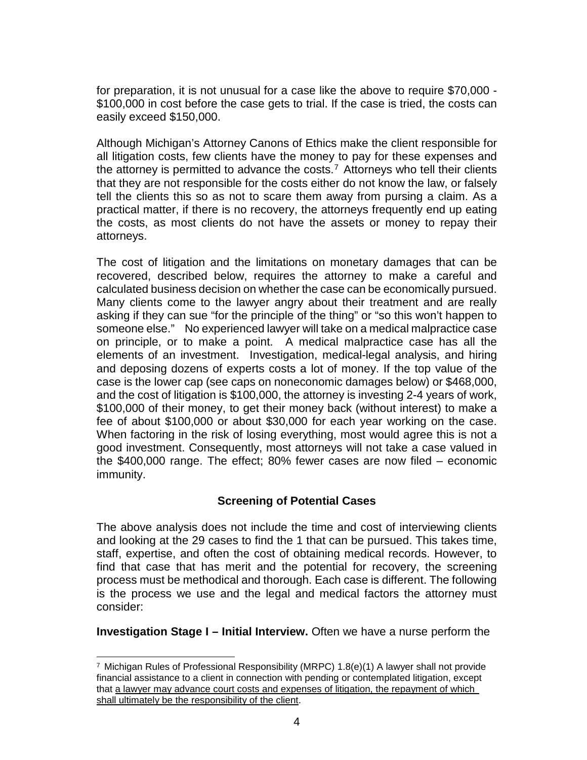for preparation, it is not unusual for a case like the above to require $70,000 - $100,000 in cost before the case gets to trial. If the case is tried, the costs can easily exceed $150,000.

Although Michigan's Attorney Canons of Ethics make the client responsible for all litigation costs, few clients have the money to pay for these expenses and the attorney is permitted to advance the costs.[7] Attorneys who tell their clients that they are not responsible for the costs either do not know the law, or falsely tell the clients this so as not to scare them away from pursing a claim. As a practical matter, if there is no recovery, the attorneys frequently end up eating the costs, as most clients do not have the assets or money to repay their attorneys.

The cost of litigation and the limitations on monetary damages that can be recovered, described below, requires the attorney to make a careful and calculated business decision on whether the case can be economically pursued. Many clients come to the lawyer angry about their treatment and are really asking if they can sue "for the principle of the thing" or "so this won't happen to someone else." No experienced lawyer will take on a medical malpractice case on principle, or to make a point. A medical malpractice case has all the elements of an investment. Investigation, medical-legal analysis, and hiring and deposing dozens of experts costs a lot of money. If the top value of the case is the lower cap (see caps on noneconomic damages below) or $468,000, and the cost of litigation is $100,000, the attorney is investing 2-4 years of work, $100,000 of their money, to get their money back (without interest) to make a fee of about $100,000 or about $30,000 for each year working on the case. When factoring in the risk of losing everything, most would agree this is not a good investment. Consequently, most attorneys will not take a case valued in the $400,000 range. The effect; 80% fewer cases are now filed – economic immunity.

## Screening of Potential Cases

The above analysis does not include the time and cost of interviewing clients and looking at the 29 cases to find the 1 that can be pursued. This takes time, staff, expertise, and often the cost of obtaining medical records. However, to find that case that has merit and the potential for recovery, the screening process must be methodical and thorough. Each case is different. The following is the process we use and the legal and medical factors the attorney must consider:

**Investigation Stage I – Initial Interview.** Often we have a nurse perform the

---

[7] Michigan Rules of Professional Responsibility (MRPC) 1.8(e)(1) A lawyer shall not provide financial assistance to a client in connection with pending or contemplated litigation, except that a lawyer may advance court costs and expenses of litigation, the repayment of which shall ultimately be the responsibility of the client.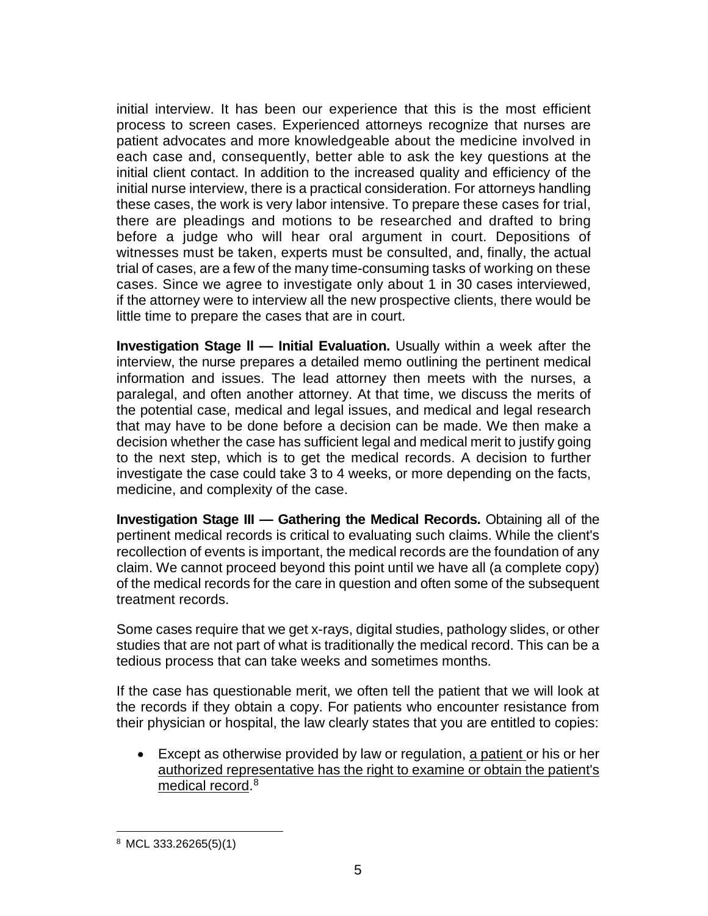initial interview. It has been our experience that this is the most efficient process to screen cases. Experienced attorneys recognize that nurses are patient advocates and more knowledgeable about the medicine involved in each case and, consequently, better able to ask the key questions at the initial client contact. In addition to the increased quality and efficiency of the initial nurse interview, there is a practical consideration. For attorneys handling these cases, the work is very labor intensive. To prepare these cases for trial, there are pleadings and motions to be researched and drafted to bring before a judge who will hear oral argument in court. Depositions of witnesses must be taken, experts must be consulted, and, finally, the actual trial of cases, are a few of the many time-consuming tasks of working on these cases. Since we agree to investigate only about 1 in 30 cases interviewed, if the attorney were to interview all the new prospective clients, there would be little time to prepare the cases that are in court.

**Investigation Stage II — Initial Evaluation.** Usually within a week after the interview, the nurse prepares a detailed memo outlining the pertinent medical information and issues. The lead attorney then meets with the nurses, a paralegal, and often another attorney. At that time, we discuss the merits of the potential case, medical and legal issues, and medical and legal research that may have to be done before a decision can be made. We then make a decision whether the case has sufficient legal and medical merit to justify going to the next step, which is to get the medical records. A decision to further investigate the case could take 3 to 4 weeks, or more depending on the facts, medicine, and complexity of the case.

**Investigation Stage III — Gathering the Medical Records.** Obtaining all of the pertinent medical records is critical to evaluating such claims. While the client's recollection of events is important, the medical records are the foundation of any claim. We cannot proceed beyond this point until we have all (a complete copy) of the medical records for the care in question and often some of the subsequent treatment records.

Some cases require that we get x-rays, digital studies, pathology slides, or other studies that are not part of what is traditionally the medical record. This can be a tedious process that can take weeks and sometimes months.

If the case has questionable merit, we often tell the patient that we will look at the records if they obtain a copy. For patients who encounter resistance from their physician or hospital, the law clearly states that you are entitled to copies:

- Except as otherwise provided by law or regulation, <u>a patient</u> or his or her <u>authorized representative has the right to examine or obtain the patient's medical record</u>.[8]

[8] MCL 333.26265(5)(1)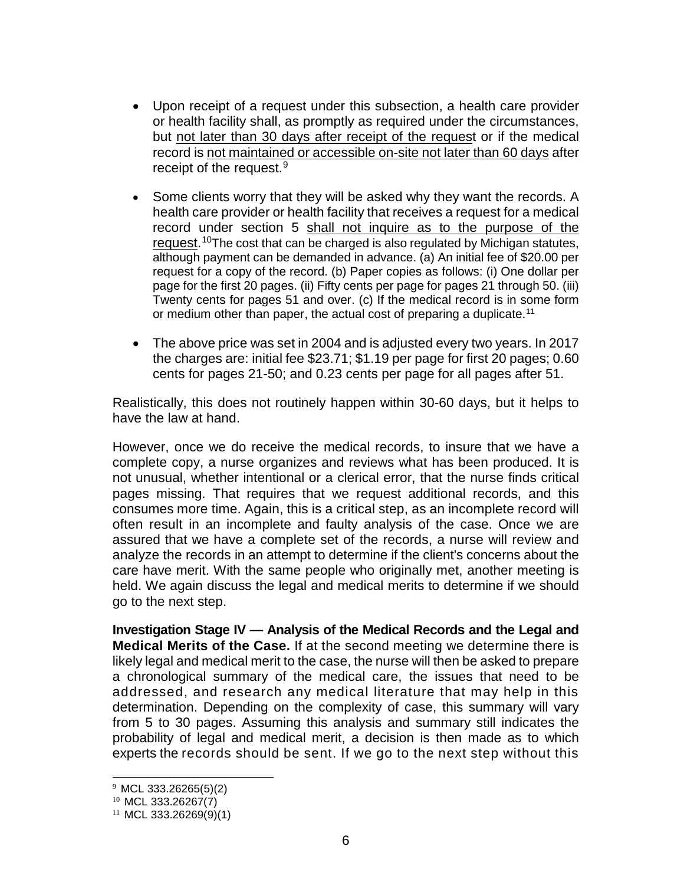- Upon receipt of a request under this subsection, a health care provider or health facility shall, as promptly as required under the circumstances, but not later than 30 days after receipt of the request or if the medical record is not maintained or accessible on-site not later than 60 days after receipt of the request.[9]

- Some clients worry that they will be asked why they want the records. A health care provider or health facility that receives a request for a medical record under section 5 shall not inquire as to the purpose of the request.[10] The cost that can be charged is also regulated by Michigan statutes, although payment can be demanded in advance. (a) An initial fee of $20.00 per request for a copy of the record. (b) Paper copies as follows: (i) One dollar per page for the first 20 pages. (ii) Fifty cents per page for pages 21 through 50. (iii) Twenty cents for pages 51 and over. (c) If the medical record is in some form or medium other than paper, the actual cost of preparing a duplicate.[11]

- The above price was set in 2004 and is adjusted every two years. In 2017 the charges are: initial fee $23.71; $1.19 per page for first 20 pages; 0.60 cents for pages 21-50; and 0.23 cents per page for all pages after 51.

Realistically, this does not routinely happen within 30-60 days, but it helps to have the law at hand.

However, once we do receive the medical records, to insure that we have a complete copy, a nurse organizes and reviews what has been produced. It is not unusual, whether intentional or a clerical error, that the nurse finds critical pages missing. That requires that we request additional records, and this consumes more time. Again, this is a critical step, as an incomplete record will often result in an incomplete and faulty analysis of the case. Once we are assured that we have a complete set of the records, a nurse will review and analyze the records in an attempt to determine if the client's concerns about the care have merit. With the same people who originally met, another meeting is held. We again discuss the legal and medical merits to determine if we should go to the next step.

**Investigation Stage IV — Analysis of the Medical Records and the Legal and Medical Merits of the Case.** If at the second meeting we determine there is likely legal and medical merit to the case, the nurse will then be asked to prepare a chronological summary of the medical care, the issues that need to be addressed, and research any medical literature that may help in this determination. Depending on the complexity of case, this summary will vary from 5 to 30 pages. Assuming this analysis and summary still indicates the probability of legal and medical merit, a decision is then made as to which experts the records should be sent. If we go to the next step without this

---

[9] MCL 333.26265(5)(2)

[10] MCL 333.26267(7)

[11] MCL 333.26269(9)(1)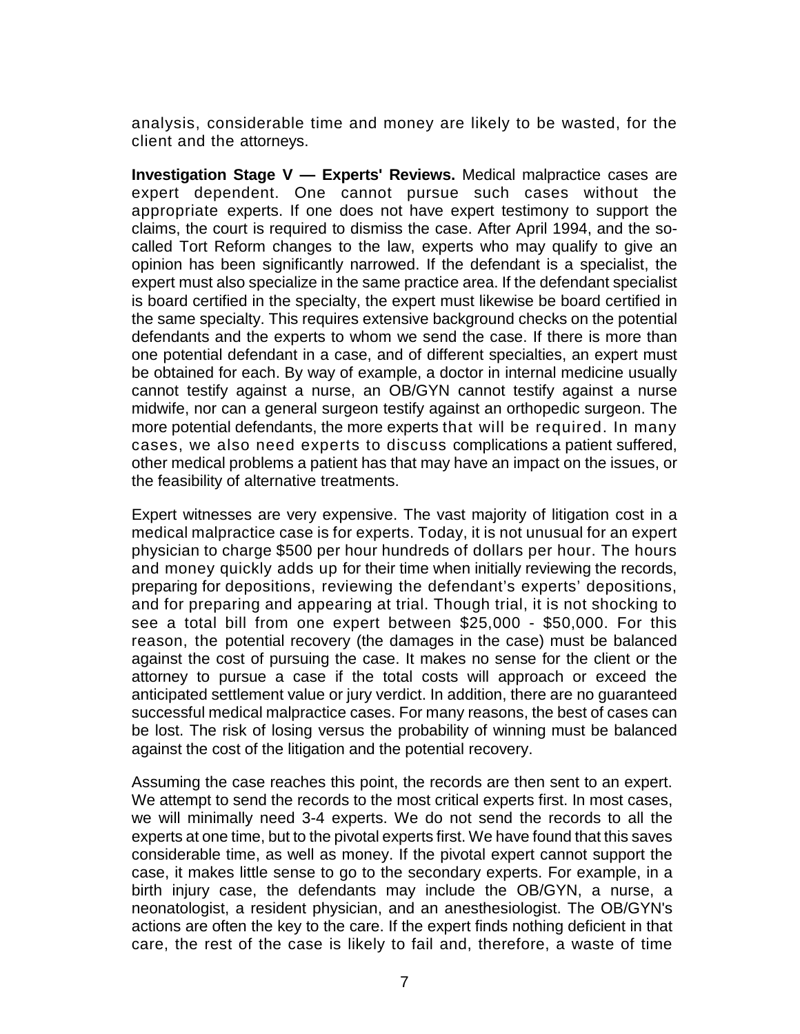analysis, considerable time and money are likely to be wasted, for the client and the attorneys.

**Investigation Stage V — Experts' Reviews.** Medical malpractice cases are expert dependent. One cannot pursue such cases without the appropriate experts. If one does not have expert testimony to support the claims, the court is required to dismiss the case. After April 1994, and the so-called Tort Reform changes to the law, experts who may qualify to give an opinion has been significantly narrowed. If the defendant is a specialist, the expert must also specialize in the same practice area. If the defendant specialist is board certified in the specialty, the expert must likewise be board certified in the same specialty. This requires extensive background checks on the potential defendants and the experts to whom we send the case. If there is more than one potential defendant in a case, and of different specialties, an expert must be obtained for each. By way of example, a doctor in internal medicine usually cannot testify against a nurse, an OB/GYN cannot testify against a nurse midwife, nor can a general surgeon testify against an orthopedic surgeon. The more potential defendants, the more experts that will be required. In many cases, we also need experts to discuss complications a patient suffered, other medical problems a patient has that may have an impact on the issues, or the feasibility of alternative treatments.

Expert witnesses are very expensive. The vast majority of litigation cost in a medical malpractice case is for experts. Today, it is not unusual for an expert physician to charge $500 per hour hundreds of dollars per hour. The hours and money quickly adds up for their time when initially reviewing the records, preparing for depositions, reviewing the defendant's experts' depositions, and for preparing and appearing at trial. Though trial, it is not shocking to see a total bill from one expert between $25,000 - $50,000. For this reason, the potential recovery (the damages in the case) must be balanced against the cost of pursuing the case. It makes no sense for the client or the attorney to pursue a case if the total costs will approach or exceed the anticipated settlement value or jury verdict. In addition, there are no guaranteed successful medical malpractice cases. For many reasons, the best of cases can be lost. The risk of losing versus the probability of winning must be balanced against the cost of the litigation and the potential recovery.

Assuming the case reaches this point, the records are then sent to an expert. We attempt to send the records to the most critical experts first. In most cases, we will minimally need 3-4 experts. We do not send the records to all the experts at one time, but to the pivotal experts first. We have found that this saves considerable time, as well as money. If the pivotal expert cannot support the case, it makes little sense to go to the secondary experts. For example, in a birth injury case, the defendants may include the OB/GYN, a nurse, a neonatologist, a resident physician, and an anesthesiologist. The OB/GYN's actions are often the key to the care. If the expert finds nothing deficient in that care, the rest of the case is likely to fail and, therefore, a waste of time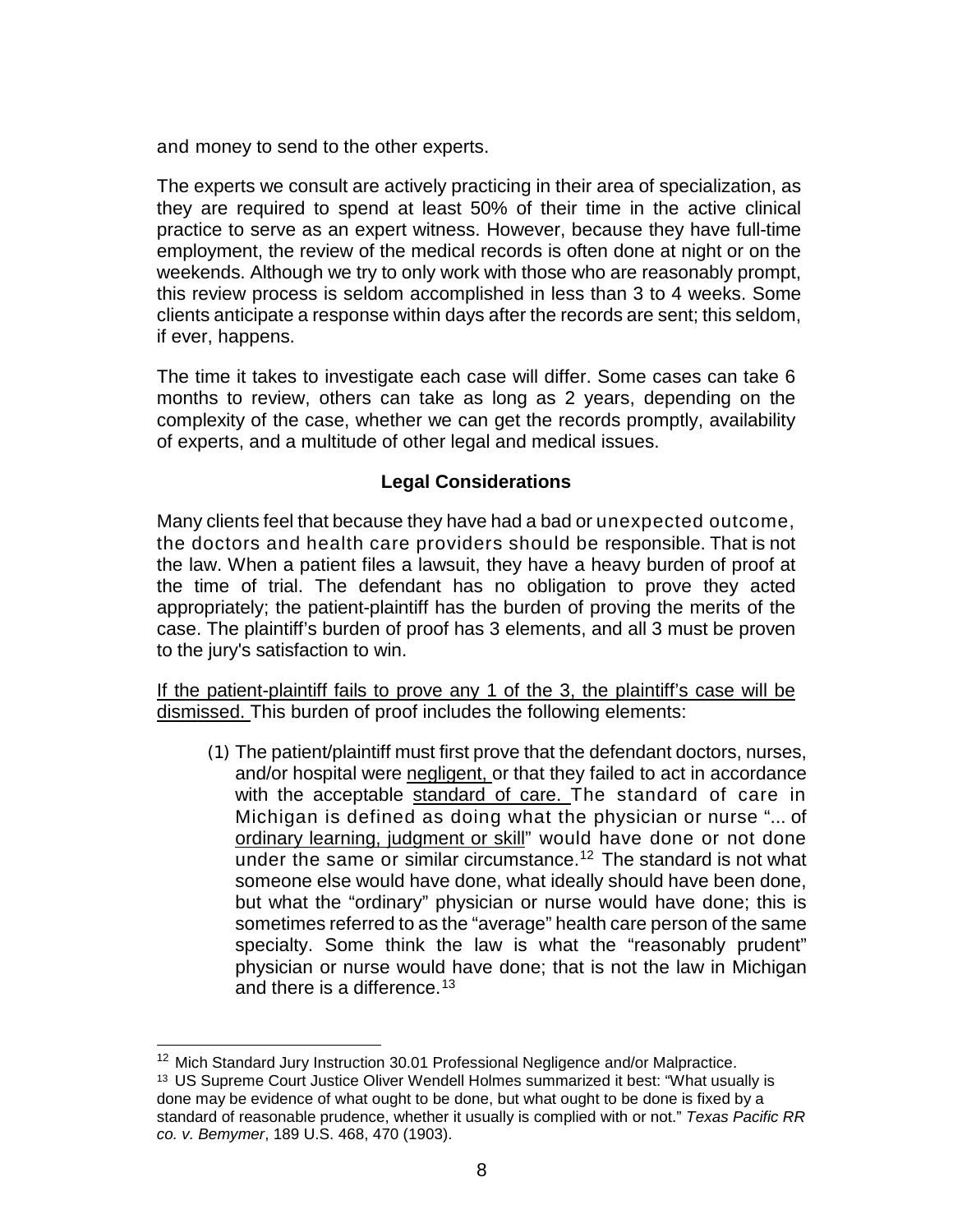and money to send to the other experts.

The experts we consult are actively practicing in their area of specialization, as they are required to spend at least 50% of their time in the active clinical practice to serve as an expert witness. However, because they have full-time employment, the review of the medical records is often done at night or on the weekends. Although we try to only work with those who are reasonably prompt, this review process is seldom accomplished in less than 3 to 4 weeks. Some clients anticipate a response within days after the records are sent; this seldom, if ever, happens.

The time it takes to investigate each case will differ. Some cases can take 6 months to review, others can take as long as 2 years, depending on the complexity of the case, whether we can get the records promptly, availability of experts, and a multitude of other legal and medical issues.

## Legal Considerations

Many clients feel that because they have had a bad or unexpected outcome, the doctors and health care providers should be responsible. That is not the law. When a patient files a lawsuit, they have a heavy burden of proof at the time of trial. The defendant has no obligation to prove they acted appropriately; the patient-plaintiff has the burden of proving the merits of the case. The plaintiff's burden of proof has 3 elements, and all 3 must be proven to the jury's satisfaction to win.

<u>If the patient-plaintiff fails to prove any 1 of the 3, the plaintiff's case will be dismissed.</u> This burden of proof includes the following elements:

(1) The patient/plaintiff must first prove that the defendant doctors, nurses, and/or hospital were <u>negligent,</u> or that they failed to act in accordance with the acceptable <u>standard of care.</u> The standard of care in Michigan is defined as doing what the physician or nurse "... of <u>ordinary learning, judgment or skill</u>" would have done or not done under the same or similar circumstance.[12] The standard is not what someone else would have done, what ideally should have been done, but what the "ordinary" physician or nurse would have done; this is sometimes referred to as the "average" health care person of the same specialty. Some think the law is what the "reasonably prudent" physician or nurse would have done; that is not the law in Michigan and there is a difference.[13]

---

[12] Mich Standard Jury Instruction 30.01 Professional Negligence and/or Malpractice.

[13] US Supreme Court Justice Oliver Wendell Holmes summarized it best: "What usually is done may be evidence of what ought to be done, but what ought to be done is fixed by a standard of reasonable prudence, whether it usually is complied with or not." *Texas Pacific RR co. v. Bemymer*, 189 U.S. 468, 470 (1903).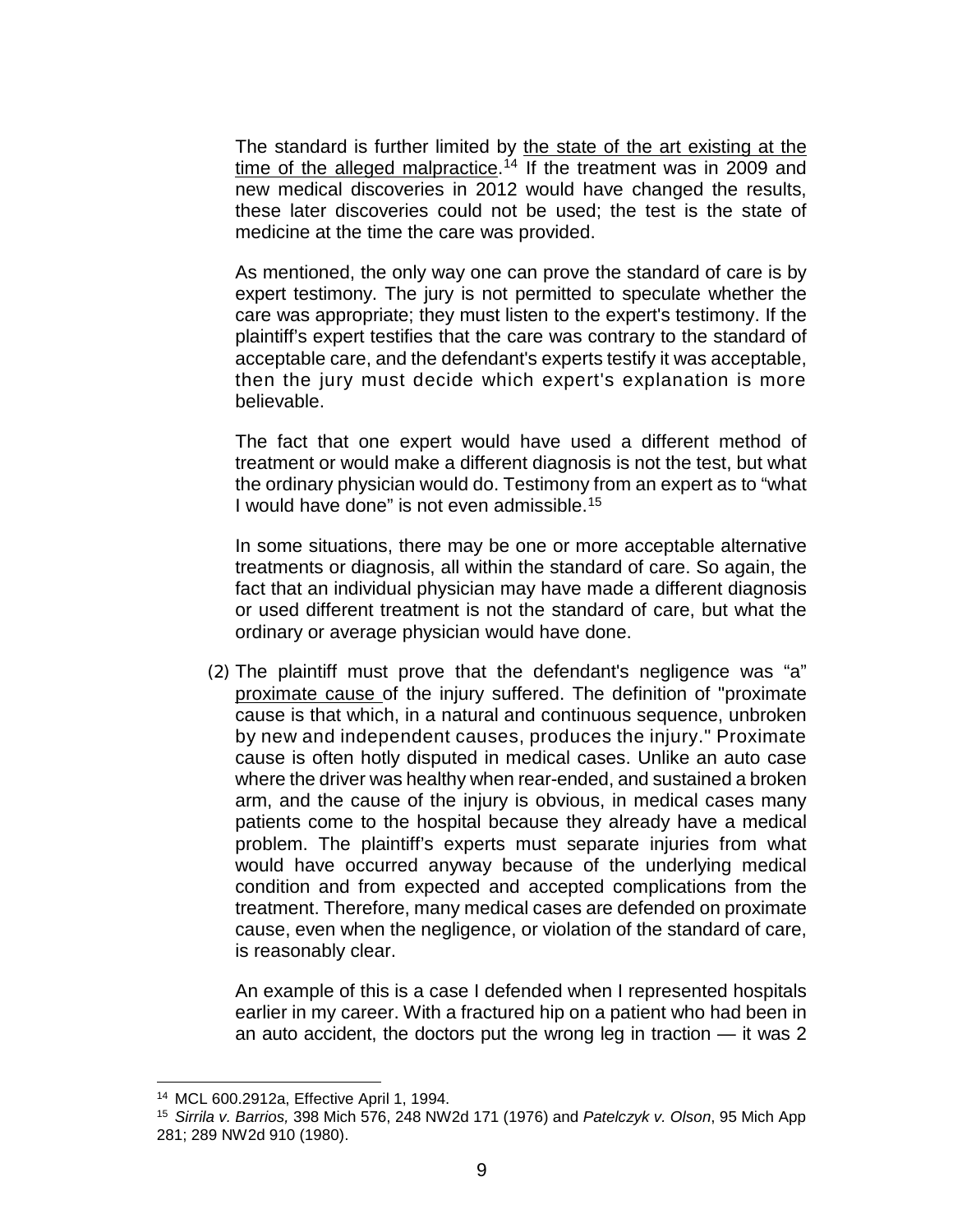The standard is further limited by <u>the state of the art existing at the time of the alleged malpractice</u>.[14] If the treatment was in 2009 and new medical discoveries in 2012 would have changed the results, these later discoveries could not be used; the test is the state of medicine at the time the care was provided.

As mentioned, the only way one can prove the standard of care is by expert testimony. The jury is not permitted to speculate whether the care was appropriate; they must listen to the expert's testimony. If the plaintiff's expert testifies that the care was contrary to the standard of acceptable care, and the defendant's experts testify it was acceptable, then the jury must decide which expert's explanation is more believable.

The fact that one expert would have used a different method of treatment or would make a different diagnosis is not the test, but what the ordinary physician would do. Testimony from an expert as to "what I would have done" is not even admissible.[15]

In some situations, there may be one or more acceptable alternative treatments or diagnosis, all within the standard of care. So again, the fact that an individual physician may have made a different diagnosis or used different treatment is not the standard of care, but what the ordinary or average physician would have done.

(2) The plaintiff must prove that the defendant's negligence was "a" <u>proximate cause</u> of the injury suffered. The definition of "proximate cause is that which, in a natural and continuous sequence, unbroken by new and independent causes, produces the injury." Proximate cause is often hotly disputed in medical cases. Unlike an auto case where the driver was healthy when rear-ended, and sustained a broken arm, and the cause of the injury is obvious, in medical cases many patients come to the hospital because they already have a medical problem. The plaintiff's experts must separate injuries from what would have occurred anyway because of the underlying medical condition and from expected and accepted complications from the treatment. Therefore, many medical cases are defended on proximate cause, even when the negligence, or violation of the standard of care, is reasonably clear.

An example of this is a case I defended when I represented hospitals earlier in my career. With a fractured hip on a patient who had been in an auto accident, the doctors put the wrong leg in traction — it was 2

---

[14] MCL 600.2912a, Effective April 1, 1994.

[15] *Sirrila v. Barrios,* 398 Mich 576, 248 NW2d 171 (1976) and *Patelczyk v. Olson*, 95 Mich App 281; 289 NW2d 910 (1980).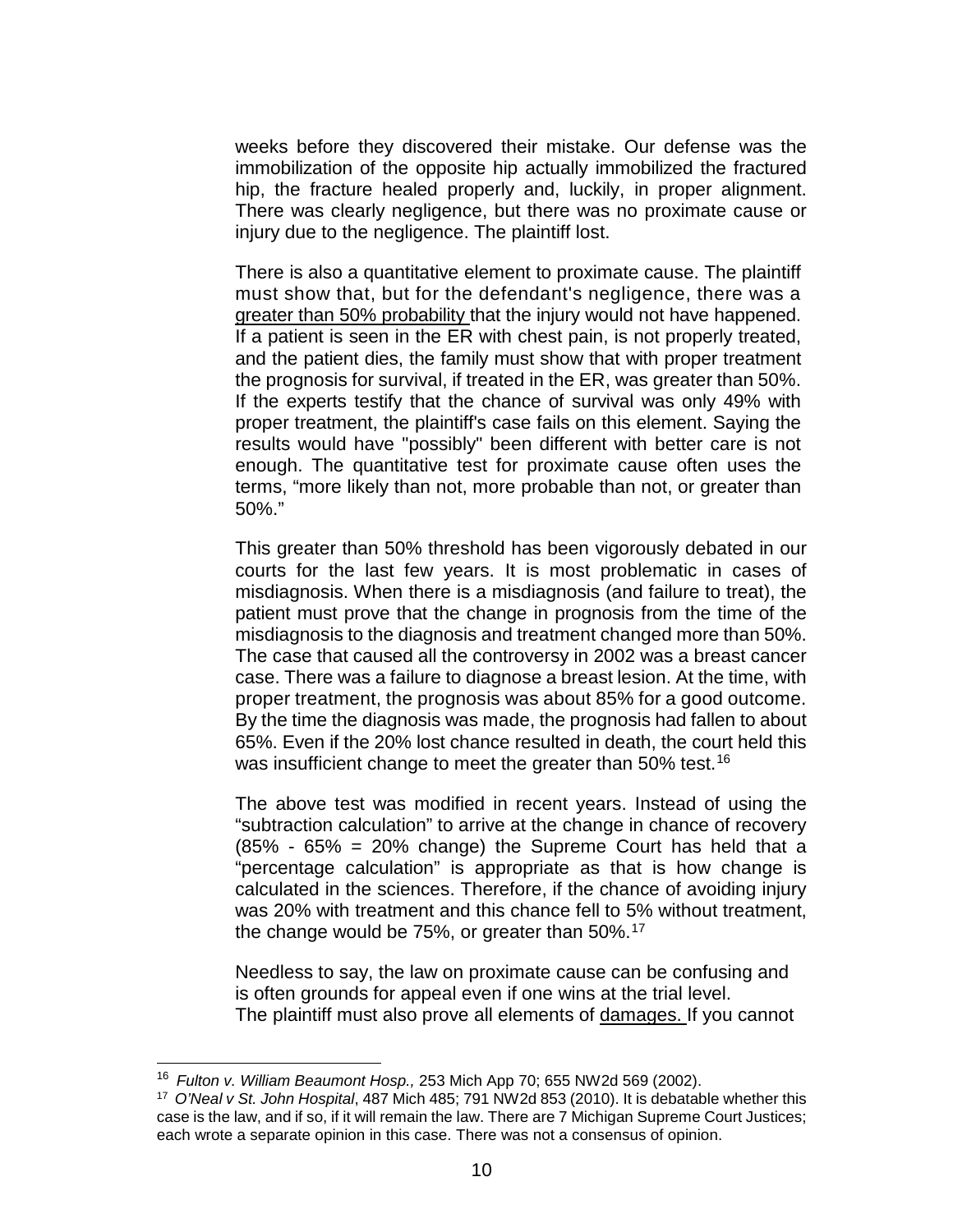weeks before they discovered their mistake. Our defense was the immobilization of the opposite hip actually immobilized the fractured hip, the fracture healed properly and, luckily, in proper alignment. There was clearly negligence, but there was no proximate cause or injury due to the negligence. The plaintiff lost.

There is also a quantitative element to proximate cause. The plaintiff must show that, but for the defendant's negligence, there was a <u>greater than 50% probability</u> that the injury would not have happened. If a patient is seen in the ER with chest pain, is not properly treated, and the patient dies, the family must show that with proper treatment the prognosis for survival, if treated in the ER, was greater than 50%. If the experts testify that the chance of survival was only 49% with proper treatment, the plaintiff's case fails on this element. Saying the results would have "possibly" been different with better care is not enough. The quantitative test for proximate cause often uses the terms, "more likely than not, more probable than not, or greater than 50%."

This greater than 50% threshold has been vigorously debated in our courts for the last few years. It is most problematic in cases of misdiagnosis. When there is a misdiagnosis (and failure to treat), the patient must prove that the change in prognosis from the time of the misdiagnosis to the diagnosis and treatment changed more than 50%. The case that caused all the controversy in 2002 was a breast cancer case. There was a failure to diagnose a breast lesion. At the time, with proper treatment, the prognosis was about 85% for a good outcome. By the time the diagnosis was made, the prognosis had fallen to about 65%. Even if the 20% lost chance resulted in death, the court held this was insufficient change to meet the greater than 50% test.[16]

The above test was modified in recent years. Instead of using the "subtraction calculation" to arrive at the change in chance of recovery (85% - 65% = 20% change) the Supreme Court has held that a "percentage calculation" is appropriate as that is how change is calculated in the sciences. Therefore, if the chance of avoiding injury was 20% with treatment and this chance fell to 5% without treatment, the change would be 75%, or greater than 50%.[17]

Needless to say, the law on proximate cause can be confusing and is often grounds for appeal even if one wins at the trial level.
The plaintiff must also prove all elements of <u>damages.</u> If you cannot

---

[16] *Fulton v. William Beaumont Hosp.,* 253 Mich App 70; 655 NW2d 569 (2002).

[17] *O'Neal v St. John Hospital*, 487 Mich 485; 791 NW2d 853 (2010). It is debatable whether this case is the law, and if so, if it will remain the law. There are 7 Michigan Supreme Court Justices; each wrote a separate opinion in this case. There was not a consensus of opinion.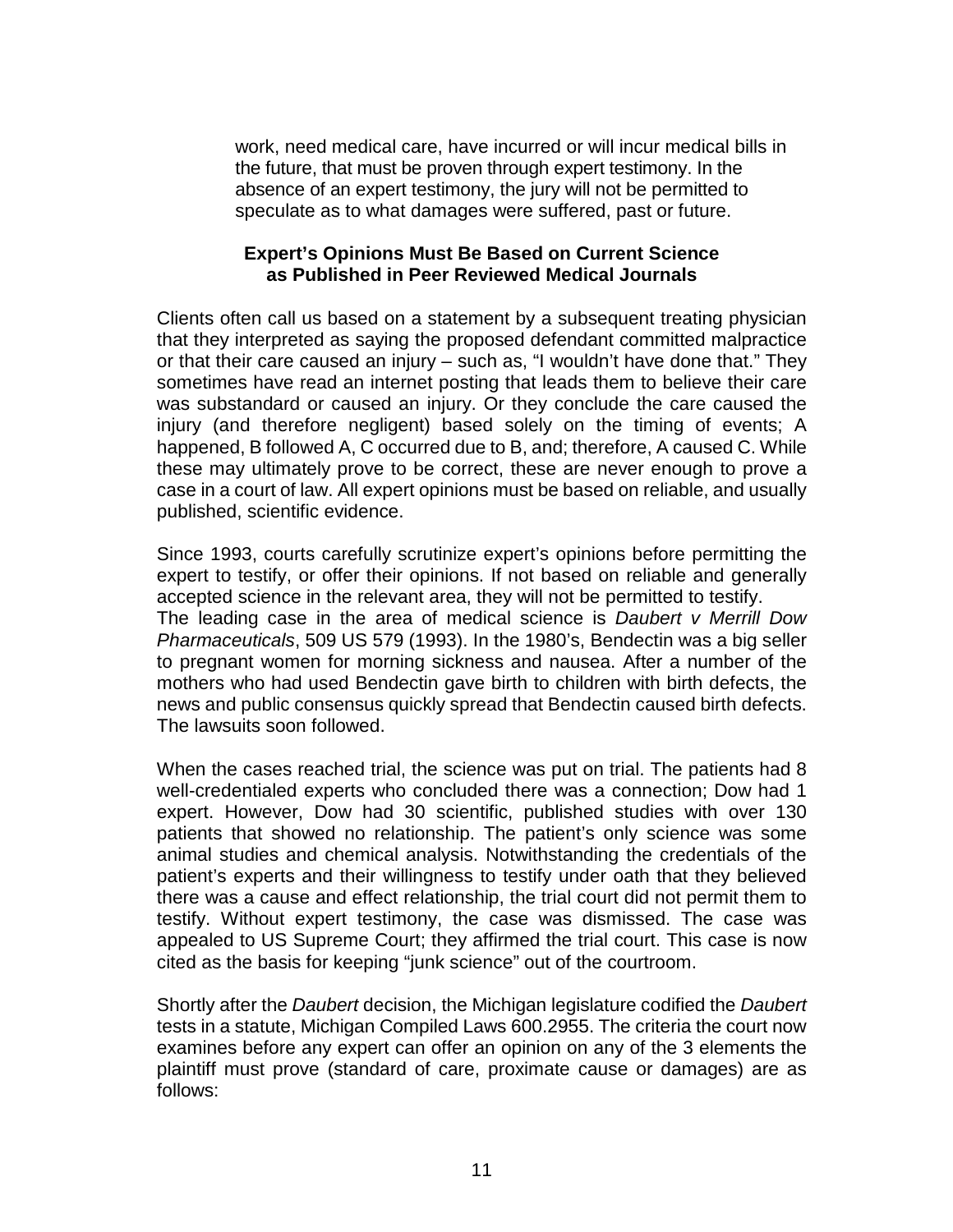work, need medical care, have incurred or will incur medical bills in the future, that must be proven through expert testimony. In the absence of an expert testimony, the jury will not be permitted to speculate as to what damages were suffered, past or future.

### Expert's Opinions Must Be Based on Current Science as Published in Peer Reviewed Medical Journals

Clients often call us based on a statement by a subsequent treating physician that they interpreted as saying the proposed defendant committed malpractice or that their care caused an injury – such as, "I wouldn't have done that." They sometimes have read an internet posting that leads them to believe their care was substandard or caused an injury. Or they conclude the care caused the injury (and therefore negligent) based solely on the timing of events; A happened, B followed A, C occurred due to B, and; therefore, A caused C. While these may ultimately prove to be correct, these are never enough to prove a case in a court of law. All expert opinions must be based on reliable, and usually published, scientific evidence.

Since 1993, courts carefully scrutinize expert's opinions before permitting the expert to testify, or offer their opinions. If not based on reliable and generally accepted science in the relevant area, they will not be permitted to testify.
The leading case in the area of medical science is *Daubert v Merrill Dow Pharmaceuticals*, 509 US 579 (1993). In the 1980's, Bendectin was a big seller to pregnant women for morning sickness and nausea. After a number of the mothers who had used Bendectin gave birth to children with birth defects, the news and public consensus quickly spread that Bendectin caused birth defects. The lawsuits soon followed.

When the cases reached trial, the science was put on trial. The patients had 8 well-credentialed experts who concluded there was a connection; Dow had 1 expert. However, Dow had 30 scientific, published studies with over 130 patients that showed no relationship. The patient's only science was some animal studies and chemical analysis. Notwithstanding the credentials of the patient's experts and their willingness to testify under oath that they believed there was a cause and effect relationship, the trial court did not permit them to testify. Without expert testimony, the case was dismissed. The case was appealed to US Supreme Court; they affirmed the trial court. This case is now cited as the basis for keeping "junk science" out of the courtroom.

Shortly after the *Daubert* decision, the Michigan legislature codified the *Daubert* tests in a statute, Michigan Compiled Laws 600.2955. The criteria the court now examines before any expert can offer an opinion on any of the 3 elements the plaintiff must prove (standard of care, proximate cause or damages) are as follows: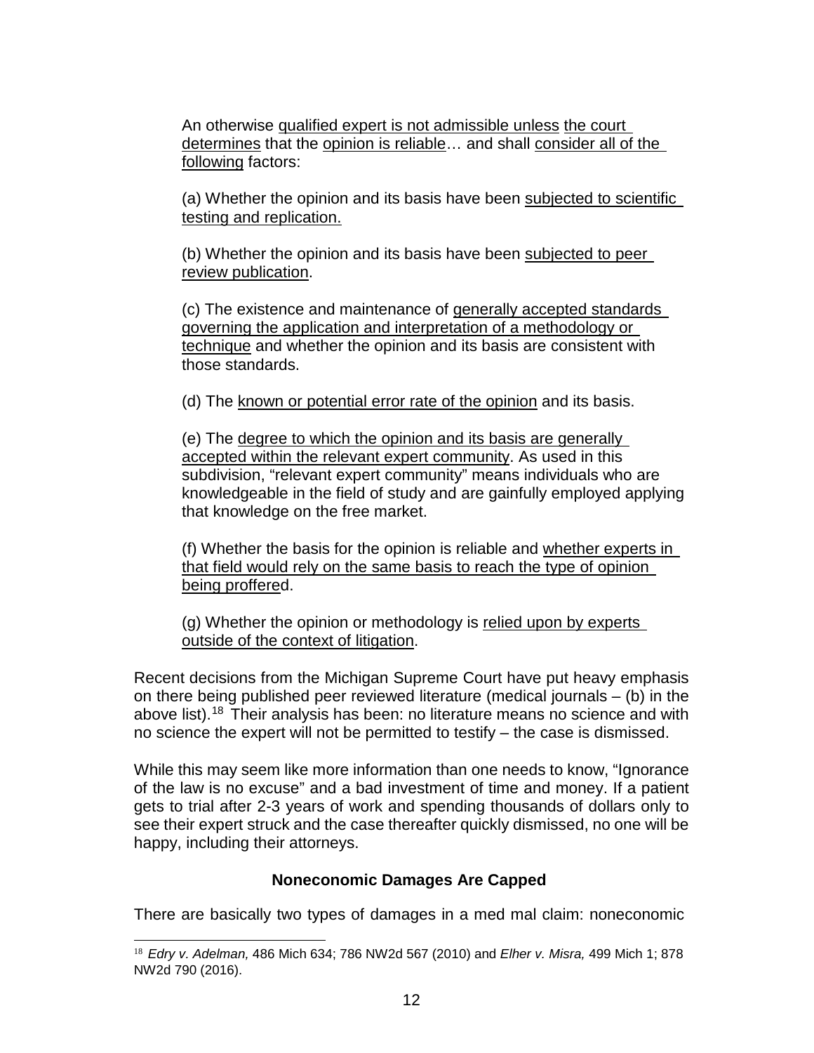> An otherwise qualified expert is not admissible unless the court determines that the opinion is reliable… and shall consider all of the following factors:
>
> (a) Whether the opinion and its basis have been subjected to scientific testing and replication.
>
> (b) Whether the opinion and its basis have been subjected to peer review publication.
>
> (c) The existence and maintenance of generally accepted standards governing the application and interpretation of a methodology or technique and whether the opinion and its basis are consistent with those standards.
>
> (d) The known or potential error rate of the opinion and its basis.
>
> (e) The degree to which the opinion and its basis are generally accepted within the relevant expert community. As used in this subdivision, "relevant expert community" means individuals who are knowledgeable in the field of study and are gainfully employed applying that knowledge on the free market.
>
> (f) Whether the basis for the opinion is reliable and whether experts in that field would rely on the same basis to reach the type of opinion being proffered.
>
> (g) Whether the opinion or methodology is relied upon by experts outside of the context of litigation.

Recent decisions from the Michigan Supreme Court have put heavy emphasis on there being published peer reviewed literature (medical journals – (b) in the above list).[18] Their analysis has been: no literature means no science and with no science the expert will not be permitted to testify – the case is dismissed.

While this may seem like more information than one needs to know, "Ignorance of the law is no excuse" and a bad investment of time and money. If a patient gets to trial after 2-3 years of work and spending thousands of dollars only to see their expert struck and the case thereafter quickly dismissed, no one will be happy, including their attorneys.

**Noneconomic Damages Are Capped**

There are basically two types of damages in a med mal claim: noneconomic

---

[18] *Edry v. Adelman,* 486 Mich 634; 786 NW2d 567 (2010) and *Elher v. Misra,* 499 Mich 1; 878 NW2d 790 (2016).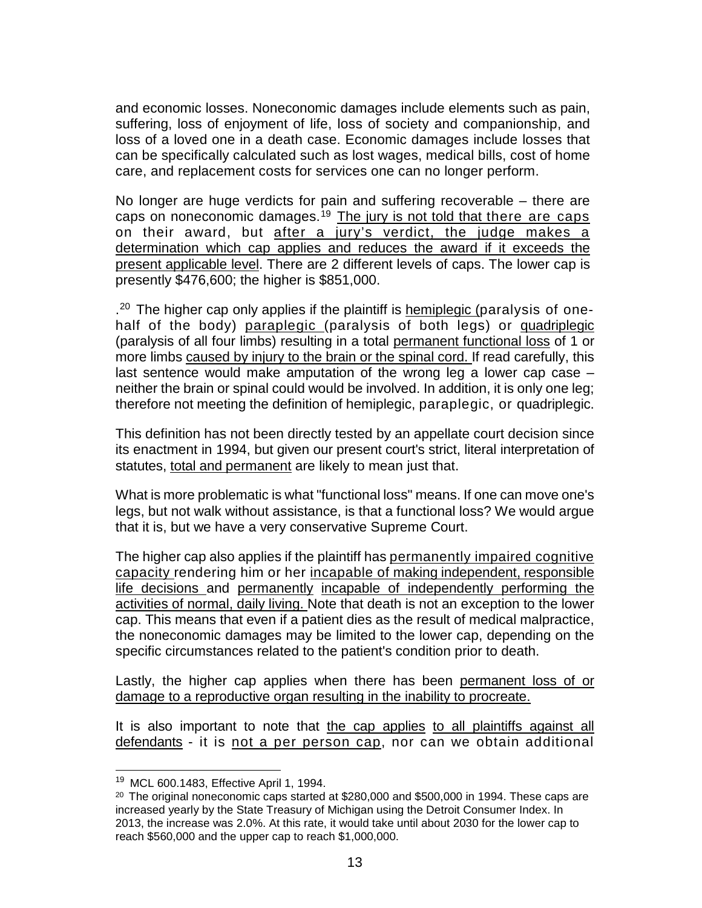and economic losses. Noneconomic damages include elements such as pain, suffering, loss of enjoyment of life, loss of society and companionship, and loss of a loved one in a death case. Economic damages include losses that can be specifically calculated such as lost wages, medical bills, cost of home care, and replacement costs for services one can no longer perform.

No longer are huge verdicts for pain and suffering recoverable – there are caps on noneconomic damages.[19] The jury is not told that there are caps on their award, but after a jury's verdict, the judge makes a determination which cap applies and reduces the award if it exceeds the present applicable level. There are 2 different levels of caps. The lower cap is presently $476,600; the higher is $851,000.

.[20] The higher cap only applies if the plaintiff is hemiplegic (paralysis of one-half of the body) paraplegic (paralysis of both legs) or quadriplegic (paralysis of all four limbs) resulting in a total permanent functional loss of 1 or more limbs caused by injury to the brain or the spinal cord. If read carefully, this last sentence would make amputation of the wrong leg a lower cap case – neither the brain or spinal could would be involved. In addition, it is only one leg; therefore not meeting the definition of hemiplegic, paraplegic, or quadriplegic.

This definition has not been directly tested by an appellate court decision since its enactment in 1994, but given our present court's strict, literal interpretation of statutes, total and permanent are likely to mean just that.

What is more problematic is what "functional loss" means. If one can move one's legs, but not walk without assistance, is that a functional loss? We would argue that it is, but we have a very conservative Supreme Court.

The higher cap also applies if the plaintiff has permanently impaired cognitive capacity rendering him or her incapable of making independent, responsible life decisions and permanently incapable of independently performing the activities of normal, daily living. Note that death is not an exception to the lower cap. This means that even if a patient dies as the result of medical malpractice, the noneconomic damages may be limited to the lower cap, depending on the specific circumstances related to the patient's condition prior to death.

Lastly, the higher cap applies when there has been permanent loss of or damage to a reproductive organ resulting in the inability to procreate.

It is also important to note that the cap applies to all plaintiffs against all defendants - it is not a per person cap, nor can we obtain additional

---

[19] MCL 600.1483, Effective April 1, 1994.

[20] The original noneconomic caps started at $280,000 and $500,000 in 1994. These caps are increased yearly by the State Treasury of Michigan using the Detroit Consumer Index. In 2013, the increase was 2.0%. At this rate, it would take until about 2030 for the lower cap to reach $560,000 and the upper cap to reach $1,000,000.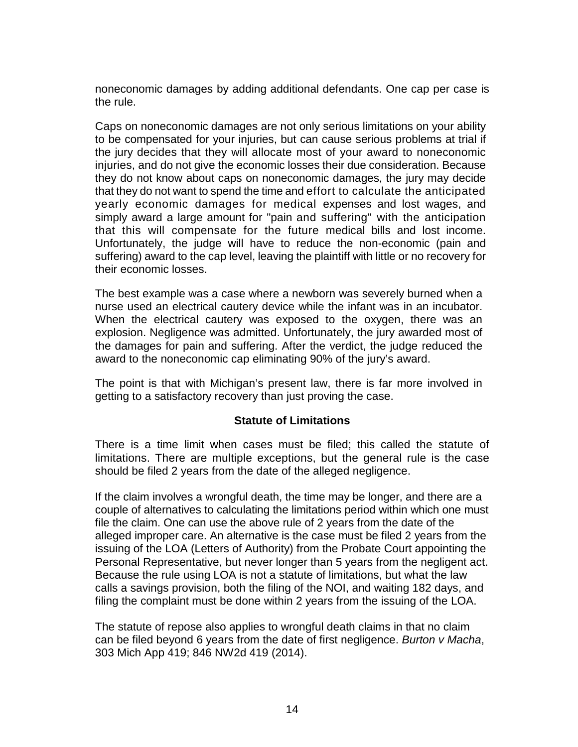noneconomic damages by adding additional defendants. One cap per case is the rule.

Caps on noneconomic damages are not only serious limitations on your ability to be compensated for your injuries, but can cause serious problems at trial if the jury decides that they will allocate most of your award to noneconomic injuries, and do not give the economic losses their due consideration. Because they do not know about caps on noneconomic damages, the jury may decide that they do not want to spend the time and effort to calculate the anticipated yearly economic damages for medical expenses and lost wages, and simply award a large amount for "pain and suffering" with the anticipation that this will compensate for the future medical bills and lost income. Unfortunately, the judge will have to reduce the non-economic (pain and suffering) award to the cap level, leaving the plaintiff with little or no recovery for their economic losses.

The best example was a case where a newborn was severely burned when a nurse used an electrical cautery device while the infant was in an incubator. When the electrical cautery was exposed to the oxygen, there was an explosion. Negligence was admitted. Unfortunately, the jury awarded most of the damages for pain and suffering. After the verdict, the judge reduced the award to the noneconomic cap eliminating 90% of the jury's award.

The point is that with Michigan's present law, there is far more involved in getting to a satisfactory recovery than just proving the case.

### Statute of Limitations

There is a time limit when cases must be filed; this called the statute of limitations. There are multiple exceptions, but the general rule is the case should be filed 2 years from the date of the alleged negligence.

If the claim involves a wrongful death, the time may be longer, and there are a couple of alternatives to calculating the limitations period within which one must file the claim. One can use the above rule of 2 years from the date of the alleged improper care. An alternative is the case must be filed 2 years from the issuing of the LOA (Letters of Authority) from the Probate Court appointing the Personal Representative, but never longer than 5 years from the negligent act. Because the rule using LOA is not a statute of limitations, but what the law calls a savings provision, both the filing of the NOI, and waiting 182 days, and filing the complaint must be done within 2 years from the issuing of the LOA.

The statute of repose also applies to wrongful death claims in that no claim can be filed beyond 6 years from the date of first negligence. *Burton v Macha*, 303 Mich App 419; 846 NW2d 419 (2014).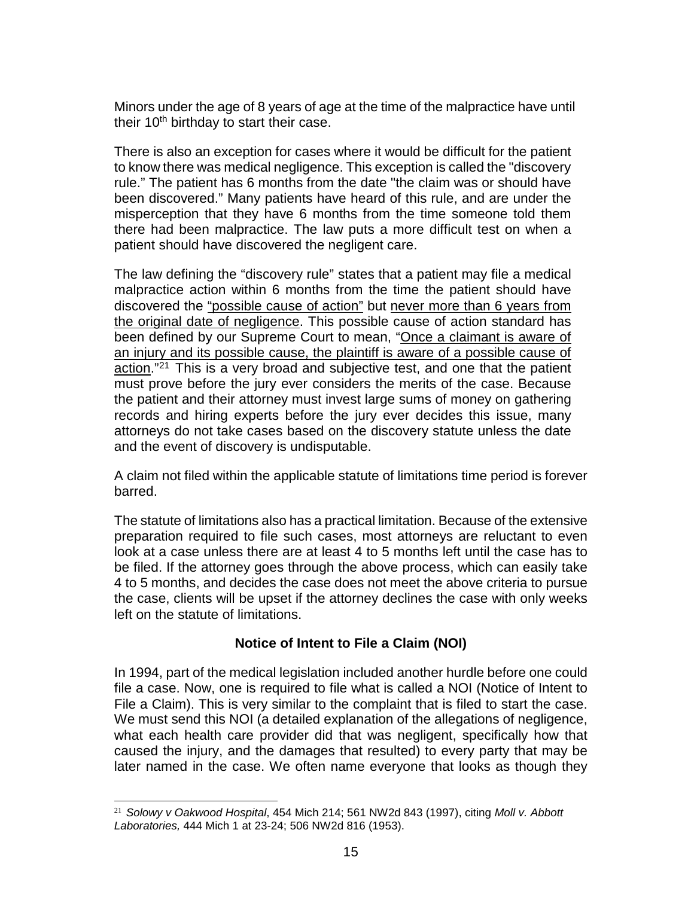Minors under the age of 8 years of age at the time of the malpractice have until their 10th birthday to start their case.

There is also an exception for cases where it would be difficult for the patient to know there was medical negligence. This exception is called the "discovery rule." The patient has 6 months from the date "the claim was or should have been discovered." Many patients have heard of this rule, and are under the misperception that they have 6 months from the time someone told them there had been malpractice. The law puts a more difficult test on when a patient should have discovered the negligent care.

The law defining the "discovery rule" states that a patient may file a medical malpractice action within 6 months from the time the patient should have discovered the "possible cause of action" but never more than 6 years from the original date of negligence. This possible cause of action standard has been defined by our Supreme Court to mean, "Once a claimant is aware of an injury and its possible cause, the plaintiff is aware of a possible cause of action."[21] This is a very broad and subjective test, and one that the patient must prove before the jury ever considers the merits of the case. Because the patient and their attorney must invest large sums of money on gathering records and hiring experts before the jury ever decides this issue, many attorneys do not take cases based on the discovery statute unless the date and the event of discovery is undisputable.

A claim not filed within the applicable statute of limitations time period is forever barred.

The statute of limitations also has a practical limitation. Because of the extensive preparation required to file such cases, most attorneys are reluctant to even look at a case unless there are at least 4 to 5 months left until the case has to be filed. If the attorney goes through the above process, which can easily take 4 to 5 months, and decides the case does not meet the above criteria to pursue the case, clients will be upset if the attorney declines the case with only weeks left on the statute of limitations.

**Notice of Intent to File a Claim (NOI)**

In 1994, part of the medical legislation included another hurdle before one could file a case. Now, one is required to file what is called a NOI (Notice of Intent to File a Claim). This is very similar to the complaint that is filed to start the case. We must send this NOI (a detailed explanation of the allegations of negligence, what each health care provider did that was negligent, specifically how that caused the injury, and the damages that resulted) to every party that may be later named in the case. We often name everyone that looks as though they

[21] *Solowy v Oakwood Hospital*, 454 Mich 214; 561 NW2d 843 (1997), citing *Moll v. Abbott Laboratories,* 444 Mich 1 at 23-24; 506 NW2d 816 (1953).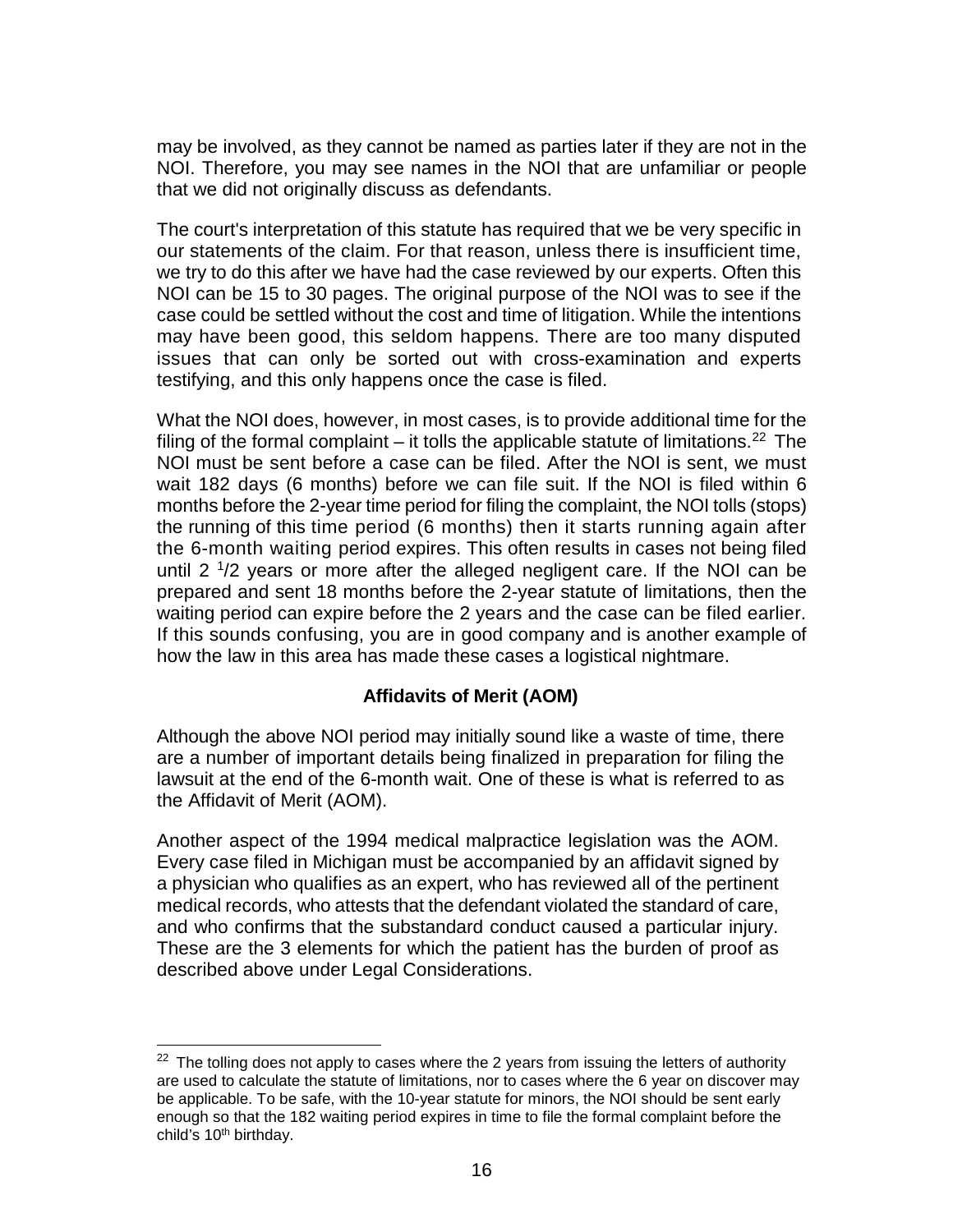may be involved, as they cannot be named as parties later if they are not in the NOI. Therefore, you may see names in the NOI that are unfamiliar or people that we did not originally discuss as defendants.

The court's interpretation of this statute has required that we be very specific in our statements of the claim. For that reason, unless there is insufficient time, we try to do this after we have had the case reviewed by our experts. Often this NOI can be 15 to 30 pages. The original purpose of the NOI was to see if the case could be settled without the cost and time of litigation. While the intentions may have been good, this seldom happens. There are too many disputed issues that can only be sorted out with cross-examination and experts testifying, and this only happens once the case is filed.

What the NOI does, however, in most cases, is to provide additional time for the filing of the formal complaint – it tolls the applicable statute of limitations.[22] The NOI must be sent before a case can be filed. After the NOI is sent, we must wait 182 days (6 months) before we can file suit. If the NOI is filed within 6 months before the 2-year time period for filing the complaint, the NOI tolls (stops) the running of this time period (6 months) then it starts running again after the 6-month waiting period expires. This often results in cases not being filed until 2 ½ years or more after the alleged negligent care. If the NOI can be prepared and sent 18 months before the 2-year statute of limitations, then the waiting period can expire before the 2 years and the case can be filed earlier. If this sounds confusing, you are in good company and is another example of how the law in this area has made these cases a logistical nightmare.

### Affidavits of Merit (AOM)

Although the above NOI period may initially sound like a waste of time, there are a number of important details being finalized in preparation for filing the lawsuit at the end of the 6-month wait. One of these is what is referred to as the Affidavit of Merit (AOM).

Another aspect of the 1994 medical malpractice legislation was the AOM. Every case filed in Michigan must be accompanied by an affidavit signed by a physician who qualifies as an expert, who has reviewed all of the pertinent medical records, who attests that the defendant violated the standard of care, and who confirms that the substandard conduct caused a particular injury. These are the 3 elements for which the patient has the burden of proof as described above under Legal Considerations.

---

[22] The tolling does not apply to cases where the 2 years from issuing the letters of authority are used to calculate the statute of limitations, nor to cases where the 6 year on discover may be applicable. To be safe, with the 10-year statute for minors, the NOI should be sent early enough so that the 182 waiting period expires in time to file the formal complaint before the child's 10th birthday.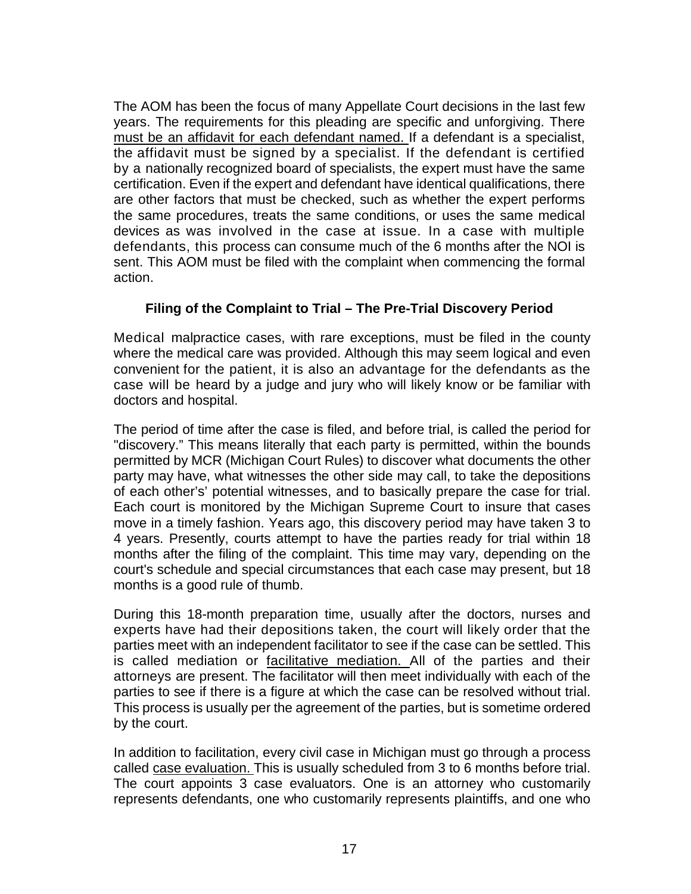The AOM has been the focus of many Appellate Court decisions in the last few years. The requirements for this pleading are specific and unforgiving. There must be an affidavit for each defendant named. If a defendant is a specialist, the affidavit must be signed by a specialist. If the defendant is certified by a nationally recognized board of specialists, the expert must have the same certification. Even if the expert and defendant have identical qualifications, there are other factors that must be checked, such as whether the expert performs the same procedures, treats the same conditions, or uses the same medical devices as was involved in the case at issue. In a case with multiple defendants, this process can consume much of the 6 months after the NOI is sent. This AOM must be filed with the complaint when commencing the formal action.

### Filing of the Complaint to Trial – The Pre-Trial Discovery Period

Medical malpractice cases, with rare exceptions, must be filed in the county where the medical care was provided. Although this may seem logical and even convenient for the patient, it is also an advantage for the defendants as the case will be heard by a judge and jury who will likely know or be familiar with doctors and hospital.

The period of time after the case is filed, and before trial, is called the period for "discovery." This means literally that each party is permitted, within the bounds permitted by MCR (Michigan Court Rules) to discover what documents the other party may have, what witnesses the other side may call, to take the depositions of each other's' potential witnesses, and to basically prepare the case for trial. Each court is monitored by the Michigan Supreme Court to insure that cases move in a timely fashion. Years ago, this discovery period may have taken 3 to 4 years. Presently, courts attempt to have the parties ready for trial within 18 months after the filing of the complaint. This time may vary, depending on the court's schedule and special circumstances that each case may present, but 18 months is a good rule of thumb.

During this 18-month preparation time, usually after the doctors, nurses and experts have had their depositions taken, the court will likely order that the parties meet with an independent facilitator to see if the case can be settled. This is called mediation or facilitative mediation. All of the parties and their attorneys are present. The facilitator will then meet individually with each of the parties to see if there is a figure at which the case can be resolved without trial. This process is usually per the agreement of the parties, but is sometime ordered by the court.

In addition to facilitation, every civil case in Michigan must go through a process called case evaluation. This is usually scheduled from 3 to 6 months before trial. The court appoints 3 case evaluators. One is an attorney who customarily represents defendants, one who customarily represents plaintiffs, and one who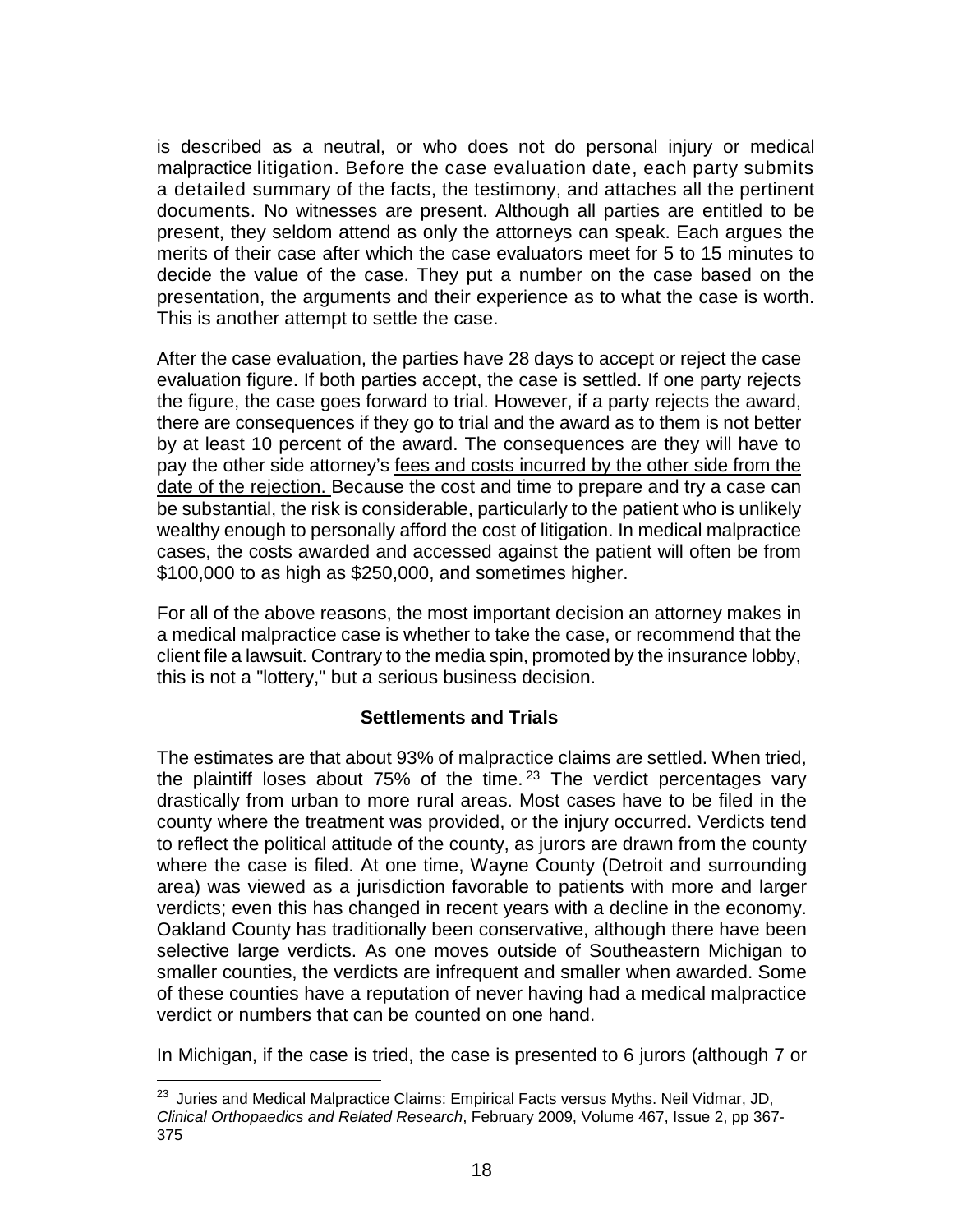is described as a neutral, or who does not do personal injury or medical malpractice litigation. Before the case evaluation date, each party submits a detailed summary of the facts, the testimony, and attaches all the pertinent documents. No witnesses are present. Although all parties are entitled to be present, they seldom attend as only the attorneys can speak. Each argues the merits of their case after which the case evaluators meet for 5 to 15 minutes to decide the value of the case. They put a number on the case based on the presentation, the arguments and their experience as to what the case is worth. This is another attempt to settle the case.

After the case evaluation, the parties have 28 days to accept or reject the case evaluation figure. If both parties accept, the case is settled. If one party rejects the figure, the case goes forward to trial. However, if a party rejects the award, there are consequences if they go to trial and the award as to them is not better by at least 10 percent of the award. The consequences are they will have to pay the other side attorney's <u>fees and costs incurred by the other side from the date of the rejection.</u> Because the cost and time to prepare and try a case can be substantial, the risk is considerable, particularly to the patient who is unlikely wealthy enough to personally afford the cost of litigation. In medical malpractice cases, the costs awarded and accessed against the patient will often be from $100,000 to as high as $250,000, and sometimes higher.

For all of the above reasons, the most important decision an attorney makes in a medical malpractice case is whether to take the case, or recommend that the client file a lawsuit. Contrary to the media spin, promoted by the insurance lobby, this is not a "lottery," but a serious business decision.

**Settlements and Trials**

The estimates are that about 93% of malpractice claims are settled. When tried, the plaintiff loses about 75% of the time.[23] The verdict percentages vary drastically from urban to more rural areas. Most cases have to be filed in the county where the treatment was provided, or the injury occurred. Verdicts tend to reflect the political attitude of the county, as jurors are drawn from the county where the case is filed. At one time, Wayne County (Detroit and surrounding area) was viewed as a jurisdiction favorable to patients with more and larger verdicts; even this has changed in recent years with a decline in the economy. Oakland County has traditionally been conservative, although there have been selective large verdicts. As one moves outside of Southeastern Michigan to smaller counties, the verdicts are infrequent and smaller when awarded. Some of these counties have a reputation of never having had a medical malpractice verdict or numbers that can be counted on one hand.

In Michigan, if the case is tried, the case is presented to 6 jurors (although 7 or

[23] Juries and Medical Malpractice Claims: Empirical Facts versus Myths. Neil Vidmar, JD, *Clinical Orthopaedics and Related Research*, February 2009, Volume 467, Issue 2, pp 367-375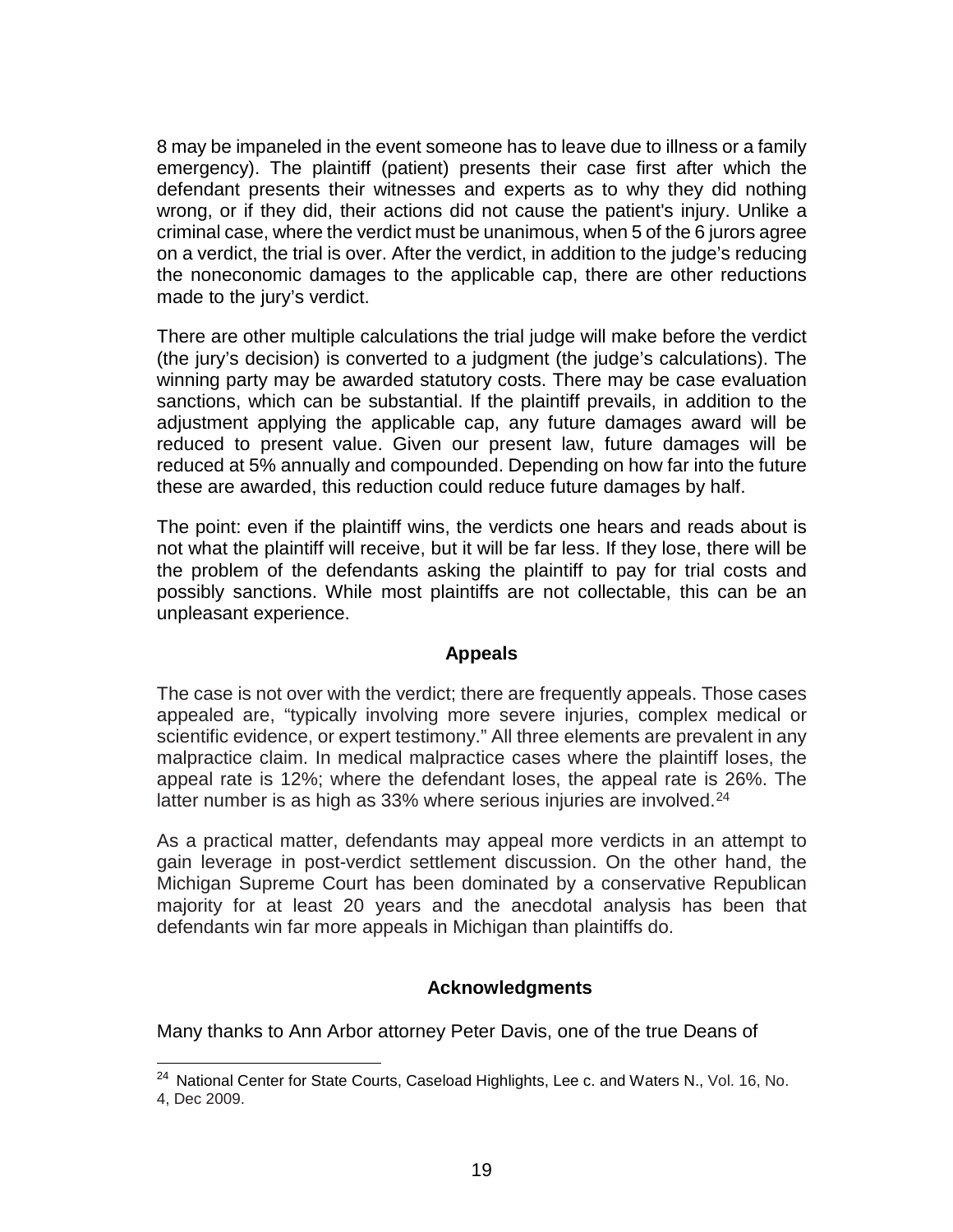8 may be impaneled in the event someone has to leave due to illness or a family emergency). The plaintiff (patient) presents their case first after which the defendant presents their witnesses and experts as to why they did nothing wrong, or if they did, their actions did not cause the patient's injury. Unlike a criminal case, where the verdict must be unanimous, when 5 of the 6 jurors agree on a verdict, the trial is over. After the verdict, in addition to the judge's reducing the noneconomic damages to the applicable cap, there are other reductions made to the jury's verdict.

There are other multiple calculations the trial judge will make before the verdict (the jury's decision) is converted to a judgment (the judge's calculations). The winning party may be awarded statutory costs. There may be case evaluation sanctions, which can be substantial. If the plaintiff prevails, in addition to the adjustment applying the applicable cap, any future damages award will be reduced to present value. Given our present law, future damages will be reduced at 5% annually and compounded. Depending on how far into the future these are awarded, this reduction could reduce future damages by half.

The point: even if the plaintiff wins, the verdicts one hears and reads about is not what the plaintiff will receive, but it will be far less. If they lose, there will be the problem of the defendants asking the plaintiff to pay for trial costs and possibly sanctions. While most plaintiffs are not collectable, this can be an unpleasant experience.

## Appeals

The case is not over with the verdict; there are frequently appeals. Those cases appealed are, "typically involving more severe injuries, complex medical or scientific evidence, or expert testimony." All three elements are prevalent in any malpractice claim. In medical malpractice cases where the plaintiff loses, the appeal rate is 12%; where the defendant loses, the appeal rate is 26%. The latter number is as high as 33% where serious injuries are involved.[24]

As a practical matter, defendants may appeal more verdicts in an attempt to gain leverage in post-verdict settlement discussion. On the other hand, the Michigan Supreme Court has been dominated by a conservative Republican majority for at least 20 years and the anecdotal analysis has been that defendants win far more appeals in Michigan than plaintiffs do.

## Acknowledgments

Many thanks to Ann Arbor attorney Peter Davis, one of the true Deans of

---

[24] National Center for State Courts, Caseload Highlights, Lee c. and Waters N., Vol. 16, No. 4, Dec 2009.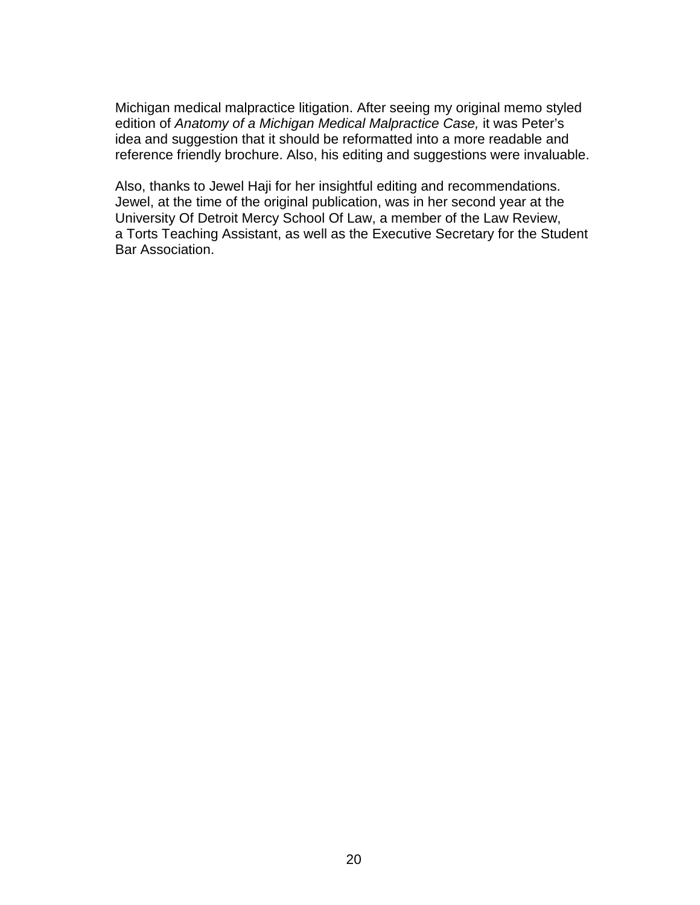Michigan medical malpractice litigation. After seeing my original memo styled edition of *Anatomy of a Michigan Medical Malpractice Case,* it was Peter's idea and suggestion that it should be reformatted into a more readable and reference friendly brochure. Also, his editing and suggestions were invaluable.

Also, thanks to Jewel Haji for her insightful editing and recommendations. Jewel, at the time of the original publication, was in her second year at the University Of Detroit Mercy School Of Law, a member of the Law Review, a Torts Teaching Assistant, as well as the Executive Secretary for the Student Bar Association.